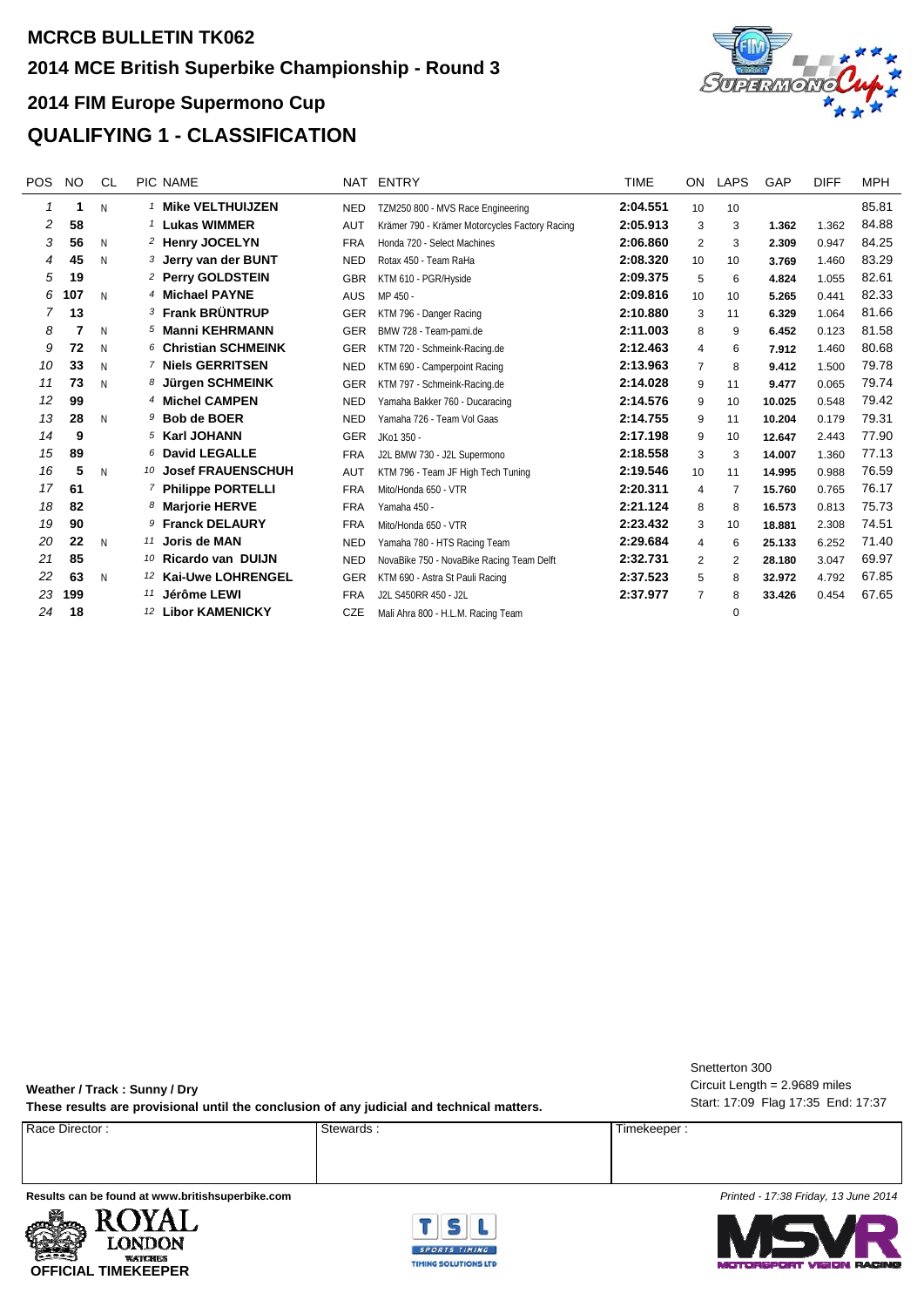# MCRCB BULLETIN TK062

## 2014 MCE British Superbike Championship - Round 3

## 2014 FIM Europe Supermono Cup

## QUALIFYING 1 - CLASSIFICATION

| POS | NO | CL | PIC | NAME | NAT | ENTRY | TIME | ON | LAPS | GAP | DIFF | MPH |
|---|---|---|---|---|---|---|---|---|---|---|---|---|
| 1 | 1 | N | 1 | **Mike VELTHUIJZEN** | NED | TZM250 800 - MVS Race Engineering | **2:04.551** | 10 | 10 | | | 85.81 |
| 2 | 58 | | 1 | **Lukas WIMMER** | AUT | Krämer 790 - Krämer Motorcycles Factory Racing | **2:05.913** | 3 | 3 | **1.362** | 1.362 | 84.88 |
| 3 | 56 | N | 2 | **Henry JOCELYN** | FRA | Honda 720 - Select Machines | **2:06.860** | 2 | 3 | **2.309** | 0.947 | 84.25 |
| 4 | 45 | N | 3 | **Jerry van der BUNT** | NED | Rotax 450 - Team RaHa | **2:08.320** | 10 | 10 | **3.769** | 1.460 | 83.29 |
| 5 | 19 | | 2 | **Perry GOLDSTEIN** | GBR | KTM 610 - PGR/Hyside | **2:09.375** | 5 | 6 | **4.824** | 1.055 | 82.61 |
| 6 | 107 | N | 4 | **Michael PAYNE** | AUS | MP 450 - | **2:09.816** | 10 | 10 | **5.265** | 0.441 | 82.33 |
| 7 | 13 | | 3 | **Frank BRÜNTRUP** | GER | KTM 796 - Danger Racing | **2:10.880** | 3 | 11 | **6.329** | 1.064 | 81.66 |
| 8 | 7 | N | 5 | **Manni KEHRMANN** | GER | BMW 728 - Team-pami.de | **2:11.003** | 8 | 9 | **6.452** | 0.123 | 81.58 |
| 9 | 72 | N | 6 | **Christian SCHMEINK** | GER | KTM 720 - Schmeink-Racing.de | **2:12.463** | 4 | 6 | **7.912** | 1.460 | 80.68 |
| 10 | 33 | N | 7 | **Niels GERRITSEN** | NED | KTM 690 - Camperpoint Racing | **2:13.963** | 7 | 8 | **9.412** | 1.500 | 79.78 |
| 11 | 73 | N | 8 | **Jürgen SCHMEINK** | GER | KTM 797 - Schmeink-Racing.de | **2:14.028** | 9 | 11 | **9.477** | 0.065 | 79.74 |
| 12 | 99 | | 4 | **Michel CAMPEN** | NED | Yamaha Bakker 760 - Ducaracing | **2:14.576** | 9 | 10 | **10.025** | 0.548 | 79.42 |
| 13 | 28 | N | 9 | **Bob de BOER** | NED | Yamaha 726 - Team Vol Gaas | **2:14.755** | 9 | 11 | **10.204** | 0.179 | 79.31 |
| 14 | 9 | | 5 | **Karl JOHANN** | GER | JKo1 350 - | **2:17.198** | 9 | 10 | **12.647** | 2.443 | 77.90 |
| 15 | 89 | | 6 | **David LEGALLE** | FRA | J2L BMW 730 - J2L Supermono | **2:18.558** | 3 | 3 | **14.007** | 1.360 | 77.13 |
| 16 | 5 | N | 10 | **Josef FRAUENSCHUH** | AUT | KTM 796 - Team JF High Tech Tuning | **2:19.546** | 10 | 11 | **14.995** | 0.988 | 76.59 |
| 17 | 61 | | 7 | **Philippe PORTELLI** | FRA | Mito/Honda 650 - VTR | **2:20.311** | 4 | 7 | **15.760** | 0.765 | 76.17 |
| 18 | 82 | | 8 | **Marjorie HERVE** | FRA | Yamaha 450 - | **2:21.124** | 8 | 8 | **16.573** | 0.813 | 75.73 |
| 19 | 90 | | 9 | **Franck DELAURY** | FRA | Mito/Honda 650 - VTR | **2:23.432** | 3 | 10 | **18.881** | 2.308 | 74.51 |
| 20 | 22 | N | 11 | **Joris de MAN** | NED | Yamaha 780 - HTS Racing Team | **2:29.684** | 4 | 6 | **25.133** | 6.252 | 71.40 |
| 21 | 85 | | 10 | **Ricardo van DUIJN** | NED | NovaBike 750 - NovaBike Racing Team Delft | **2:32.731** | 2 | 2 | **28.180** | 3.047 | 69.97 |
| 22 | 63 | N | 12 | **Kai-Uwe LOHRENGEL** | GER | KTM 690 - Astra St Pauli Racing | **2:37.523** | 5 | 8 | **32.972** | 4.792 | 67.85 |
| 23 | 199 | | 11 | **Jérôme LEWI** | FRA | J2L S450RR 450 - J2L | **2:37.977** | 7 | 8 | **33.426** | 0.454 | 67.65 |
| 24 | 18 | | 12 | **Libor KAMENICKY** | CZE | Mali Ahra 800 - H.L.M. Racing Team | | | 0 | | | |

Snetterton 300
Circuit Length = 2.9689 miles
Start: 17:09 Flag 17:35 End: 17:37

**Weather / Track : Sunny / Dry**

**These results are provisional until the conclusion of any judicial and technical matters.**

| Race Director : | Stewards : | Timekeeper : |
|---|---|---|
| | | |

**Results can be found at www.britishsuperbike.com**

*Printed - 17:38 Friday, 13 June 2014*

ROYAL LONDON WATCHES
**OFFICIAL TIMEKEEPER**

TSL SPORTS TIMING TIMING SOLUTIONS LTD

MSVR MOTORSPORT VISION RACING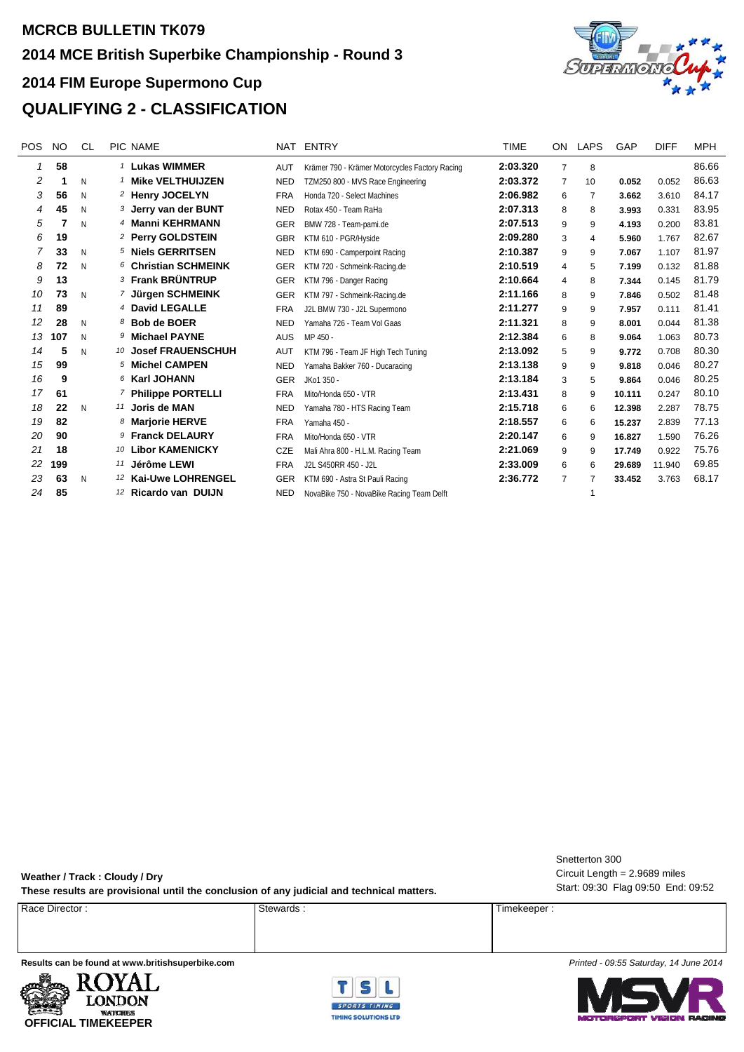# MCRCB BULLETIN TK079

## 2014 MCE British Superbike Championship - Round 3

## 2014 FIM Europe Supermono Cup

## QUALIFYING 2 - CLASSIFICATION

| POS | NO | CL | PIC | NAME | NAT | ENTRY | TIME | ON | LAPS | GAP | DIFF | MPH |
|---|---|---|---|---|---|---|---|---|---|---|---|---|
| 1 | 58 | | 1 | **Lukas WIMMER** | AUT | Krämer 790 - Krämer Motorcycles Factory Racing | **2:03.320** | 7 | 8 | | | 86.66 |
| 2 | 1 | N | 1 | **Mike VELTHUIJZEN** | NED | TZM250 800 - MVS Race Engineering | **2:03.372** | 7 | 10 | **0.052** | 0.052 | 86.63 |
| 3 | 56 | N | 2 | **Henry JOCELYN** | FRA | Honda 720 - Select Machines | **2:06.982** | 6 | 7 | **3.662** | 3.610 | 84.17 |
| 4 | 45 | N | 3 | **Jerry van der BUNT** | NED | Rotax 450 - Team RaHa | **2:07.313** | 8 | 8 | **3.993** | 0.331 | 83.95 |
| 5 | 7 | N | 4 | **Manni KEHRMANN** | GER | BMW 728 - Team-pami.de | **2:07.513** | 9 | 9 | **4.193** | 0.200 | 83.81 |
| 6 | 19 | | 2 | **Perry GOLDSTEIN** | GBR | KTM 610 - PGR/Hyside | **2:09.280** | 3 | 4 | **5.960** | 1.767 | 82.67 |
| 7 | 33 | N | 5 | **Niels GERRITSEN** | NED | KTM 690 - Camperpoint Racing | **2:10.387** | 9 | 9 | **7.067** | 1.107 | 81.97 |
| 8 | 72 | N | 6 | **Christian SCHMEINK** | GER | KTM 720 - Schmeink-Racing.de | **2:10.519** | 4 | 5 | **7.199** | 0.132 | 81.88 |
| 9 | 13 | | 3 | **Frank BRÜNTRUP** | GER | KTM 796 - Danger Racing | **2:10.664** | 4 | 8 | **7.344** | 0.145 | 81.79 |
| 10 | 73 | N | 7 | **Jürgen SCHMEINK** | GER | KTM 797 - Schmeink-Racing.de | **2:11.166** | 8 | 9 | **7.846** | 0.502 | 81.48 |
| 11 | 89 | | 4 | **David LEGALLE** | FRA | J2L BMW 730 - J2L Supermono | **2:11.277** | 9 | 9 | **7.957** | 0.111 | 81.41 |
| 12 | 28 | N | 8 | **Bob de BOER** | NED | Yamaha 726 - Team Vol Gaas | **2:11.321** | 8 | 9 | **8.001** | 0.044 | 81.38 |
| 13 | 107 | N | 9 | **Michael PAYNE** | AUS | MP 450 - | **2:12.384** | 6 | 8 | **9.064** | 1.063 | 80.73 |
| 14 | 5 | N | 10 | **Josef FRAUENSCHUH** | AUT | KTM 796 - Team JF High Tech Tuning | **2:13.092** | 5 | 9 | **9.772** | 0.708 | 80.30 |
| 15 | 99 | | 5 | **Michel CAMPEN** | NED | Yamaha Bakker 760 - Ducaracing | **2:13.138** | 9 | 9 | **9.818** | 0.046 | 80.27 |
| 16 | 9 | | 6 | **Karl JOHANN** | GER | JKo1 350 - | **2:13.184** | 3 | 5 | **9.864** | 0.046 | 80.25 |
| 17 | 61 | | 7 | **Philippe PORTELLI** | FRA | Mito/Honda 650 - VTR | **2:13.431** | 8 | 9 | **10.111** | 0.247 | 80.10 |
| 18 | 22 | N | 11 | **Joris de MAN** | NED | Yamaha 780 - HTS Racing Team | **2:15.718** | 6 | 6 | **12.398** | 2.287 | 78.75 |
| 19 | 82 | | 8 | **Marjorie HERVE** | FRA | Yamaha 450 - | **2:18.557** | 6 | 6 | **15.237** | 2.839 | 77.13 |
| 20 | 90 | | 9 | **Franck DELAURY** | FRA | Mito/Honda 650 - VTR | **2:20.147** | 6 | 9 | **16.827** | 1.590 | 76.26 |
| 21 | 18 | | 10 | **Libor KAMENICKY** | CZE | Mali Ahra 800 - H.L.M. Racing Team | **2:21.069** | 9 | 9 | **17.749** | 0.922 | 75.76 |
| 22 | 199 | | 11 | **Jérôme LEWI** | FRA | J2L S450RR 450 - J2L | **2:33.009** | 6 | 6 | **29.689** | 11.940 | 69.85 |
| 23 | 63 | N | 12 | **Kai-Uwe LOHRENGEL** | GER | KTM 690 - Astra St Pauli Racing | **2:36.772** | 7 | 7 | **33.452** | 3.763 | 68.17 |
| 24 | 85 | | 12 | **Ricardo van DUIJN** | NED | NovaBike 750 - NovaBike Racing Team Delft | | | 1 | | | |

**Weather / Track : Cloudy / Dry**

**These results are provisional until the conclusion of any judicial and technical matters.**

Snetterton 300
Circuit Length = 2.9689 miles
Start: 09:30 Flag 09:50 End: 09:52

| Race Director : | Stewards : | Timekeeper : |
|---|---|---|
| | | |

**Results can be found at www.britishsuperbike.com**

*Printed - 09:55 Saturday, 14 June 2014*

**OFFICIAL TIMEKEEPER**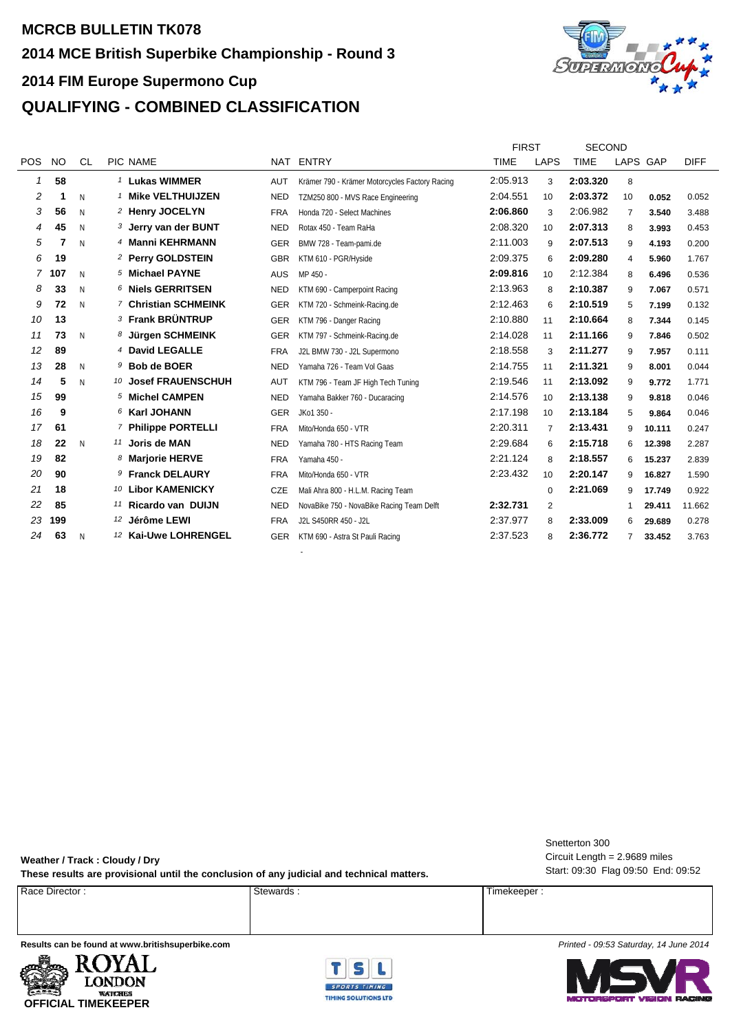**MCRCB BULLETIN TK078**

**2014 MCE British Superbike Championship - Round 3**

**2014 FIM Europe Supermono Cup**

# QUALIFYING - COMBINED CLASSIFICATION

| | | | | | | FIRST | | SECOND | | | |
|---|---|---|---|---|---|---|---|---|---|---|---|
| POS | NO | CL | PIC NAME | NAT | ENTRY | TIME | LAPS | TIME | LAPS | GAP | DIFF |
| 1 | 58 | | 1 **Lukas WIMMER** | AUT | Krämer 790 - Krämer Motorcycles Factory Racing | 2:05.913 | 3 | **2:03.320** | 8 | | |
| 2 | 1 | N | 1 **Mike VELTHUIJZEN** | NED | TZM250 800 - MVS Race Engineering | 2:04.551 | 10 | **2:03.372** | 10 | 0.052 | 0.052 |
| 3 | 56 | N | 2 **Henry JOCELYN** | FRA | Honda 720 - Select Machines | **2:06.860** | 3 | 2:06.982 | 7 | 3.540 | 3.488 |
| 4 | 45 | N | 3 **Jerry van der BUNT** | NED | Rotax 450 - Team RaHa | 2:08.320 | 10 | **2:07.313** | 8 | 3.993 | 0.453 |
| 5 | 7 | N | 4 **Manni KEHRMANN** | GER | BMW 728 - Team-pami.de | 2:11.003 | 9 | **2:07.513** | 9 | 4.193 | 0.200 |
| 6 | 19 | | 2 **Perry GOLDSTEIN** | GBR | KTM 610 - PGR/Hyside | 2:09.375 | 6 | **2:09.280** | 4 | 5.960 | 1.767 |
| 7 | 107 | N | 5 **Michael PAYNE** | AUS | MP 450 - | **2:09.816** | 10 | 2:12.384 | 8 | 6.496 | 0.536 |
| 8 | 33 | N | 6 **Niels GERRITSEN** | NED | KTM 690 - Camperpoint Racing | 2:13.963 | 8 | **2:10.387** | 9 | 7.067 | 0.571 |
| 9 | 72 | N | 7 **Christian SCHMEINK** | GER | KTM 720 - Schmeink-Racing.de | 2:12.463 | 6 | **2:10.519** | 5 | 7.199 | 0.132 |
| 10 | 13 | | 3 **Frank BRÜNTRUP** | GER | KTM 796 - Danger Racing | 2:10.880 | 11 | **2:10.664** | 8 | 7.344 | 0.145 |
| 11 | 73 | N | 8 **Jürgen SCHMEINK** | GER | KTM 797 - Schmeink-Racing.de | 2:14.028 | 11 | **2:11.166** | 9 | 7.846 | 0.502 |
| 12 | 89 | | 4 **David LEGALLE** | FRA | J2L BMW 730 - J2L Supermono | 2:18.558 | 3 | **2:11.277** | 9 | 7.957 | 0.111 |
| 13 | 28 | N | 9 **Bob de BOER** | NED | Yamaha 726 - Team Vol Gaas | 2:14.755 | 11 | **2:11.321** | 9 | 8.001 | 0.044 |
| 14 | 5 | N | 10 **Josef FRAUENSCHUH** | AUT | KTM 796 - Team JF High Tech Tuning | 2:19.546 | 11 | **2:13.092** | 9 | 9.772 | 1.771 |
| 15 | 99 | | 5 **Michel CAMPEN** | NED | Yamaha Bakker 760 - Ducaracing | 2:14.576 | 10 | **2:13.138** | 9 | 9.818 | 0.046 |
| 16 | 9 | | 6 **Karl JOHANN** | GER | JKo1 350 - | 2:17.198 | 10 | **2:13.184** | 5 | 9.864 | 0.046 |
| 17 | 61 | | 7 **Philippe PORTELLI** | FRA | Mito/Honda 650 - VTR | 2:20.311 | 7 | **2:13.431** | 9 | 10.111 | 0.247 |
| 18 | 22 | N | 11 **Joris de MAN** | NED | Yamaha 780 - HTS Racing Team | 2:29.684 | 6 | **2:15.718** | 6 | 12.398 | 2.287 |
| 19 | 82 | | 8 **Marjorie HERVE** | FRA | Yamaha 450 - | 2:21.124 | 8 | **2:18.557** | 6 | 15.237 | 2.839 |
| 20 | 90 | | 9 **Franck DELAURY** | FRA | Mito/Honda 650 - VTR | 2:23.432 | 10 | **2:20.147** | 9 | 16.827 | 1.590 |
| 21 | 18 | | 10 **Libor KAMENICKY** | CZE | Mali Ahra 800 - H.L.M. Racing Team | | 0 | **2:21.069** | 9 | 17.749 | 0.922 |
| 22 | 85 | | 11 **Ricardo van DUIJN** | NED | NovaBike 750 - NovaBike Racing Team Delft | **2:32.731** | 2 | | 1 | 29.411 | 11.662 |
| 23 | 199 | | 12 **Jérôme LEWI** | FRA | J2L S450RR 450 - J2L | 2:37.977 | 8 | **2:33.009** | 6 | 29.689 | 0.278 |
| 24 | 63 | N | 12 **Kai-Uwe LOHRENGEL** | GER | KTM 690 - Astra St Pauli Racing | 2:37.523 | 8 | **2:36.772** | 7 | 33.452 | 3.763 |

**Weather / Track : Cloudy / Dry**

**These results are provisional until the conclusion of any judicial and technical matters.**

Snetterton 300
Circuit Length = 2.9689 miles
Start: 09:30 Flag 09:50 End: 09:52

| Race Director : | Stewards : | Timekeeper : |
|---|---|---|
| | | |

**Results can be found at www.britishsuperbike.com**

*Printed - 09:53 Saturday, 14 June 2014*

ROYAL LONDON WATCHES
**OFFICIAL TIMEKEEPER**

TSL SPORTS TIMING
TIMING SOLUTIONS LTD

MSVR MOTORSPORT VISION RACING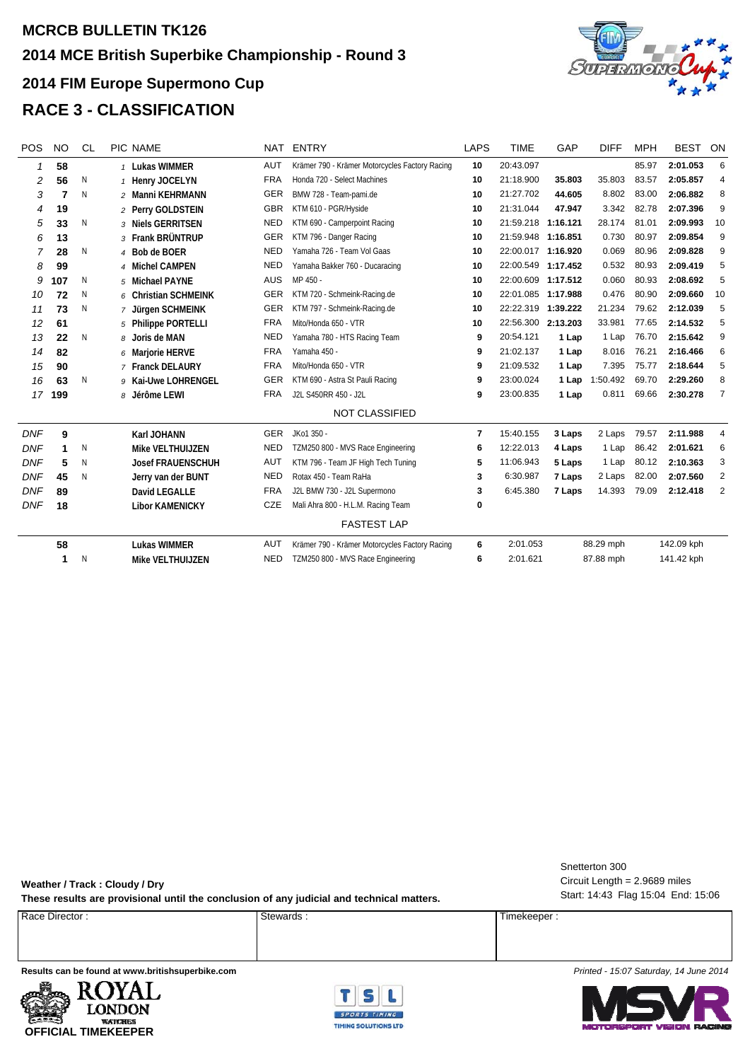**MCRCB BULLETIN TK126**

**2014 MCE British Superbike Championship - Round 3**

## 2014 FIM Europe Supermono Cup

# RACE 3 - CLASSIFICATION

| POS | NO | CL | PIC | NAME | NAT | ENTRY | LAPS | TIME | GAP | DIFF | MPH | BEST | ON |
|---|---|---|---|---|---|---|---|---|---|---|---|---|---|
| 1 | 58 | | 1 | Lukas WIMMER | AUT | Krämer 790 - Krämer Motorcycles Factory Racing | 10 | 20:43.097 | | | 85.97 | 2:01.053 | 6 |
| 2 | 56 | N | 1 | Henry JOCELYN | FRA | Honda 720 - Select Machines | 10 | 21:18.900 | 35.803 | 35.803 | 83.57 | 2:05.857 | 4 |
| 3 | 7 | N | 2 | Manni KEHRMANN | GER | BMW 728 - Team-pami.de | 10 | 21:27.702 | 44.605 | 8.802 | 83.00 | 2:06.882 | 8 |
| 4 | 19 | | 2 | Perry GOLDSTEIN | GBR | KTM 610 - PGR/Hyside | 10 | 21:31.044 | 47.947 | 3.342 | 82.78 | 2:07.396 | 9 |
| 5 | 33 | N | 3 | Niels GERRITSEN | NED | KTM 690 - Camperpoint Racing | 10 | 21:59.218 | 1:16.121 | 28.174 | 81.01 | 2:09.993 | 10 |
| 6 | 13 | | 3 | Frank BRÜNTRUP | GER | KTM 796 - Danger Racing | 10 | 21:59.948 | 1:16.851 | 0.730 | 80.97 | 2:09.854 | 9 |
| 7 | 28 | N | 4 | Bob de BOER | NED | Yamaha 726 - Team Vol Gaas | 10 | 22:00.017 | 1:16.920 | 0.069 | 80.96 | 2:09.828 | 9 |
| 8 | 99 | | 4 | Michel CAMPEN | NED | Yamaha Bakker 760 - Ducaracing | 10 | 22:00.549 | 1:17.452 | 0.532 | 80.93 | 2:09.419 | 5 |
| 9 | 107 | N | 5 | Michael PAYNE | AUS | MP 450 - | 10 | 22:00.609 | 1:17.512 | 0.060 | 80.93 | 2:08.692 | 5 |
| 10 | 72 | N | 6 | Christian SCHMEINK | GER | KTM 720 - Schmeink-Racing.de | 10 | 22:01.085 | 1:17.988 | 0.476 | 80.90 | 2:09.660 | 10 |
| 11 | 73 | N | 7 | Jürgen SCHMEINK | GER | KTM 797 - Schmeink-Racing.de | 10 | 22:22.319 | 1:39.222 | 21.234 | 79.62 | 2:12.039 | 5 |
| 12 | 61 | | 5 | Philippe PORTELLI | FRA | Mito/Honda 650 - VTR | 10 | 22:56.300 | 2:13.203 | 33.981 | 77.65 | 2:14.532 | 5 |
| 13 | 22 | N | 8 | Joris de MAN | NED | Yamaha 780 - HTS Racing Team | 9 | 20:54.121 | 1 Lap | 1 Lap | 76.70 | 2:15.642 | 9 |
| 14 | 82 | | 6 | Marjorie HERVE | FRA | Yamaha 450 - | 9 | 21:02.137 | 1 Lap | 8.016 | 76.21 | 2:16.466 | 6 |
| 15 | 90 | | 7 | Franck DELAURY | FRA | Mito/Honda 650 - VTR | 9 | 21:09.532 | 1 Lap | 7.395 | 75.77 | 2:18.644 | 5 |
| 16 | 63 | N | 9 | Kai-Uwe LOHRENGEL | GER | KTM 690 - Astra St Pauli Racing | 9 | 23:00.024 | 1 Lap | 1:50.492 | 69.70 | 2:29.260 | 8 |
| 17 | 199 | | 8 | Jérôme LEWI | FRA | J2L S450RR 450 - J2L | 9 | 23:00.835 | 1 Lap | 0.811 | 69.66 | 2:30.278 | 7 |
| | | | | | | **NOT CLASSIFIED** | | | | | | | |
| DNF | 9 | | | Karl JOHANN | GER | JKo1 350 - | 7 | 15:40.155 | 3 Laps | 2 Laps | 79.57 | 2:11.988 | 4 |
| DNF | 1 | N | | Mike VELTHUIJZEN | NED | TZM250 800 - MVS Race Engineering | 6 | 12:22.013 | 4 Laps | 1 Lap | 86.42 | 2:01.621 | 6 |
| DNF | 5 | N | | Josef FRAUENSCHUH | AUT | KTM 796 - Team JF High Tech Tuning | 5 | 11:06.943 | 5 Laps | 1 Lap | 80.12 | 2:10.363 | 3 |
| DNF | 45 | N | | Jerry van der BUNT | NED | Rotax 450 - Team RaHa | 3 | 6:30.987 | 7 Laps | 2 Laps | 82.00 | 2:07.560 | 2 |
| DNF | 89 | | | David LEGALLE | FRA | J2L BMW 730 - J2L Supermono | 3 | 6:45.380 | 7 Laps | 14.393 | 79.09 | 2:12.418 | 2 |
| DNF | 18 | | | Libor KAMENICKY | CZE | Mali Ahra 800 - H.L.M. Racing Team | 0 | | | | | | |

**FASTEST LAP**

| NO | CL | NAME | NAT | ENTRY | LAP | TIME | MPH | KPH |
|---|---|---|---|---|---|---|---|---|
| 58 | | Lukas WIMMER | AUT | Krämer 790 - Krämer Motorcycles Factory Racing | 6 | 2:01.053 | 88.29 mph | 142.09 kph |
| 1 | N | Mike VELTHUIJZEN | NED | TZM250 800 - MVS Race Engineering | 6 | 2:01.621 | 87.88 mph | 141.42 kph |

Snetterton 300
Circuit Length = 2.9689 miles
Start: 14:43 Flag 15:04 End: 15:06

**Weather / Track : Cloudy / Dry**

**These results are provisional until the conclusion of any judicial and technical matters.**

| Race Director : | Stewards : | Timekeeper : |
|---|---|---|
| | | |

**Results can be found at www.britishsuperbike.com**

*Printed - 15:07 Saturday, 14 June 2014*

ROYAL LONDON WATCHES
**OFFICIAL TIMEKEEPER**

TSL SPORTS TIMING – TIMING SOLUTIONS LTD

MSVR MOTORSPORT VISION RACING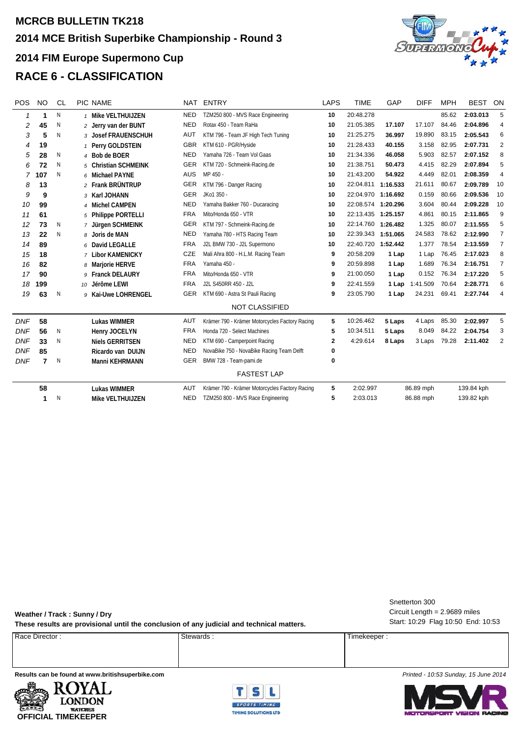**MCRCB BULLETIN TK218**

**2014 MCE British Superbike Championship - Round 3**

**2014 FIM Europe Supermono Cup**

# RACE 6 - CLASSIFICATION

| POS | NO | CL | PIC | NAME | NAT | ENTRY | LAPS | TIME | GAP | DIFF | MPH | BEST | ON |
|---|---|---|---|---|---|---|---|---|---|---|---|---|---|
| 1 | 1 | N | 1 | Mike VELTHUIJZEN | NED | TZM250 800 - MVS Race Engineering | 10 | 20:48.278 | | | 85.62 | 2:03.013 | 5 |
| 2 | 45 | N | 2 | Jerry van der BUNT | NED | Rotax 450 - Team RaHa | 10 | 21:05.385 | 17.107 | 17.107 | 84.46 | 2:04.896 | 4 |
| 3 | 5 | N | 3 | Josef FRAUENSCHUH | AUT | KTM 796 - Team JF High Tech Tuning | 10 | 21:25.275 | 36.997 | 19.890 | 83.15 | 2:05.543 | 6 |
| 4 | 19 | | 1 | Perry GOLDSTEIN | GBR | KTM 610 - PGR/Hyside | 10 | 21:28.433 | 40.155 | 3.158 | 82.95 | 2:07.731 | 2 |
| 5 | 28 | N | 4 | Bob de BOER | NED | Yamaha 726 - Team Vol Gaas | 10 | 21:34.336 | 46.058 | 5.903 | 82.57 | 2:07.152 | 8 |
| 6 | 72 | N | 5 | Christian SCHMEINK | GER | KTM 720 - Schmeink-Racing.de | 10 | 21:38.751 | 50.473 | 4.415 | 82.29 | 2:07.894 | 5 |
| 7 | 107 | N | 6 | Michael PAYNE | AUS | MP 450 - | 10 | 21:43.200 | 54.922 | 4.449 | 82.01 | 2:08.359 | 4 |
| 8 | 13 | | 2 | Frank BRÜNTRUP | GER | KTM 796 - Danger Racing | 10 | 22:04.811 | 1:16.533 | 21.611 | 80.67 | 2:09.789 | 10 |
| 9 | 9 | | 3 | Karl JOHANN | GER | JKo1 350 - | 10 | 22:04.970 | 1:16.692 | 0.159 | 80.66 | 2:09.536 | 10 |
| 10 | 99 | | 4 | Michel CAMPEN | NED | Yamaha Bakker 760 - Ducaracing | 10 | 22:08.574 | 1:20.296 | 3.604 | 80.44 | 2:09.228 | 10 |
| 11 | 61 | | 5 | Philippe PORTELLI | FRA | Mito/Honda 650 - VTR | 10 | 22:13.435 | 1:25.157 | 4.861 | 80.15 | 2:11.865 | 9 |
| 12 | 73 | N | 7 | Jürgen SCHMEINK | GER | KTM 797 - Schmeink-Racing.de | 10 | 22:14.760 | 1:26.482 | 1.325 | 80.07 | 2:11.555 | 5 |
| 13 | 22 | N | 8 | Joris de MAN | NED | Yamaha 780 - HTS Racing Team | 10 | 22:39.343 | 1:51.065 | 24.583 | 78.62 | 2:12.990 | 7 |
| 14 | 89 | | 6 | David LEGALLE | FRA | J2L BMW 730 - J2L Supermono | 10 | 22:40.720 | 1:52.442 | 1.377 | 78.54 | 2:13.559 | 7 |
| 15 | 18 | | 7 | Libor KAMENICKY | CZE | Mali Ahra 800 - H.L.M. Racing Team | 9 | 20:58.209 | 1 Lap | 1 Lap | 76.45 | 2:17.023 | 8 |
| 16 | 82 | | 8 | Marjorie HERVE | FRA | Yamaha 450 - | 9 | 20:59.898 | 1 Lap | 1.689 | 76.34 | 2:16.751 | 7 |
| 17 | 90 | | 9 | Franck DELAURY | FRA | Mito/Honda 650 - VTR | 9 | 21:00.050 | 1 Lap | 0.152 | 76.34 | 2:17.220 | 5 |
| 18 | 199 | | 10 | Jérôme LEWI | FRA | J2L S450RR 450 - J2L | 9 | 22:41.559 | 1 Lap | 1:41.509 | 70.64 | 2:28.771 | 6 |
| 19 | 63 | N | 9 | Kai-Uwe LOHRENGEL | GER | KTM 690 - Astra St Pauli Racing | 9 | 23:05.790 | 1 Lap | 24.231 | 69.41 | 2:27.744 | 4 |
| | | | | | | NOT CLASSIFIED | | | | | | | |
| DNF | 58 | | | Lukas WIMMER | AUT | Krämer 790 - Krämer Motorcycles Factory Racing | 5 | 10:26.462 | 5 Laps | 4 Laps | 85.30 | 2:02.997 | 5 |
| DNF | 56 | N | | Henry JOCELYN | FRA | Honda 720 - Select Machines | 5 | 10:34.511 | 5 Laps | 8.049 | 84.22 | 2:04.754 | 3 |
| DNF | 33 | N | | Niels GERRITSEN | NED | KTM 690 - Camperpoint Racing | 2 | 4:29.614 | 8 Laps | 3 Laps | 79.28 | 2:11.402 | 2 |
| DNF | 85 | | | Ricardo van DUIJN | NED | NovaBike 750 - NovaBike Racing Team Delft | 0 | | | | | | |
| DNF | 7 | N | | Manni KEHRMANN | GER | BMW 728 - Team-pami.de | 0 | | | | | | |

**FASTEST LAP**

| NO | CL | NAME | NAT | ENTRY | LAP | TIME | MPH | KPH |
|---|---|---|---|---|---|---|---|---|
| 58 | | Lukas WIMMER | AUT | Krämer 790 - Krämer Motorcycles Factory Racing | 5 | 2:02.997 | 86.89 mph | 139.84 kph |
| 1 | N | Mike VELTHUIJZEN | NED | TZM250 800 - MVS Race Engineering | 5 | 2:03.013 | 86.88 mph | 139.82 kph |

**Weather / Track : Sunny / Dry**

**These results are provisional until the conclusion of any judicial and technical matters.**

Snetterton 300
Circuit Length = 2.9689 miles
Start: 10:29 Flag 10:50 End: 10:53

| Race Director : | Stewards : | Timekeeper : |
|---|---|---|
| | | |

**Results can be found at www.britishsuperbike.com**

*Printed - 10:53 Sunday, 15 June 2014*

OFFICIAL TIMEKEEPER